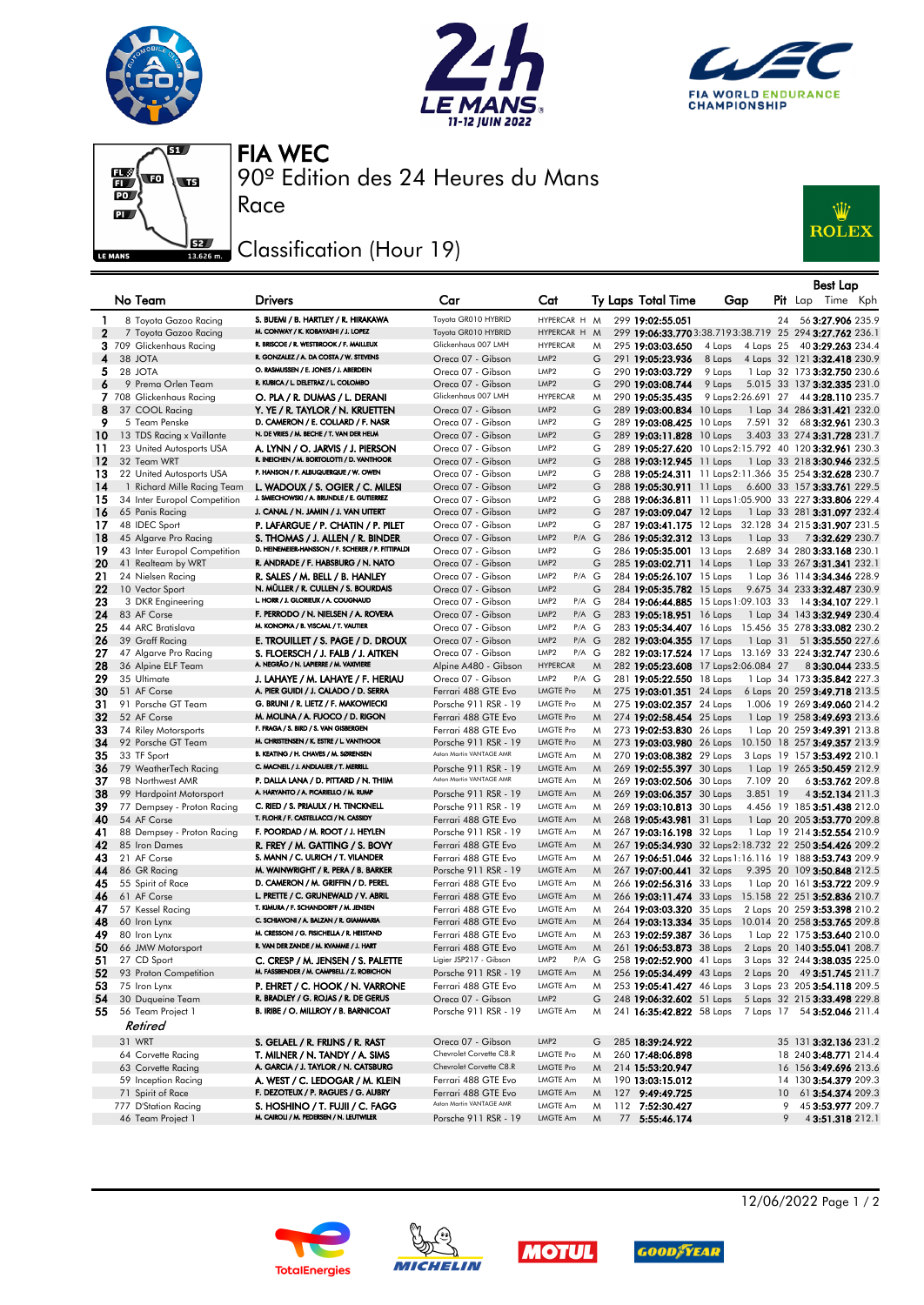# FIA WEC

## 90º Edition des 24 Heures du Mans

## Race

## Classification (Hour 19)

| No | Team | Drivers | Car | Cat | Ty | Laps | Total Time | Gap | | Pit | Best Lap Lap | Best Lap Time | Kph |
|---|---|---|---|---|---|---|---|---|---|---|---|---|---|
| 1 | 8 Toyota Gazoo Racing | S. BUEMI / B. HARTLEY / R. HIRAKAWA | Toyota GR010 HYBRID | HYPERCAR H | M | 299 | 19:02:55.051 | | | 24 | 56 | 3:27.906 | 235.9 |
| 2 | 7 Toyota Gazoo Racing | M. CONWAY / K. KOBAYASHI / J. LOPEZ | Toyota GR010 HYBRID | HYPERCAR H | M | 299 | 19:06:33.770 | 3:38.719 | 3:38.719 | 25 | 294 | 3:27.762 | 236.1 |
| 3 | 709 Glickenhaus Racing | R. BRISCOE / R. WESTBROOK / F. MAILLEUX | Glickenhaus 007 LMH | HYPERCAR | M | 295 | 19:03:03.650 | 4 Laps | 4 Laps | 25 | 40 | 3:29.263 | 234.4 |
| 4 | 38 JOTA | R. GONZALEZ / A. DA COSTA / W. STEVENS | Oreca 07 - Gibson | LMP2 | G | 291 | 19:05:23.936 | 8 Laps | 4 Laps | 32 | 121 | 3:32.418 | 230.9 |
| 5 | 28 JOTA | O. RASMUSSEN / E. JONES / J. ABERDEIN | Oreca 07 - Gibson | LMP2 | G | 290 | 19:03:03.729 | 9 Laps | 1 Lap | 32 | 173 | 3:32.750 | 230.6 |
| 6 | 9 Prema Orlen Team | R. KUBICA / L. DELETRAZ / L. COLOMBO | Oreca 07 - Gibson | LMP2 | G | 290 | 19:03:08.744 | 9 Laps | 5.015 | 33 | 137 | 3:32.335 | 231.0 |
| 7 | 708 Glickenhaus Racing | O. PLA / R. DUMAS / L. DERANI | Glickenhaus 007 LMH | HYPERCAR | M | 290 | 19:05:35.435 | 9 Laps | 2:26.691 | 27 | 44 | 3:28.110 | 235.7 |
| 8 | 37 COOL Racing | Y. YE / R. TAYLOR / N. KRUETTEN | Oreca 07 - Gibson | LMP2 | G | 289 | 19:03:00.834 | 10 Laps | 1 Lap | 34 | 286 | 3:31.421 | 232.0 |
| 9 | 5 Team Penske | D. CAMERON / E. COLLARD / F. NASR | Oreca 07 - Gibson | LMP2 | G | 289 | 19:03:08.425 | 10 Laps | 7.591 | 32 | 68 | 3:32.961 | 230.3 |
| 10 | 13 TDS Racing x Vaillante | N. DE VRIES / M. BECHE / T. VAN DER HELM | Oreca 07 - Gibson | LMP2 | G | 289 | 19:03:11.828 | 10 Laps | 3.403 | 33 | 274 | 3:31.728 | 231.7 |
| 11 | 23 United Autosports USA | A. LYNN / O. JARVIS / J. PIERSON | Oreca 07 - Gibson | LMP2 | G | 289 | 19:05:27.620 | 10 Laps | 2:15.792 | 40 | 120 | 3:32.961 | 230.3 |
| 12 | 32 Team WRT | R. INEICHEN / M. BORTOLOTTI / D. VANTHOOR | Oreca 07 - Gibson | LMP2 | G | 288 | 19:03:12.945 | 11 Laps | 1 Lap | 33 | 218 | 3:30.946 | 232.5 |
| 13 | 22 United Autosports USA | P. HANSON / F. ALBUQUERQUE / W. OWEN | Oreca 07 - Gibson | LMP2 | G | 288 | 19:05:24.311 | 11 Laps | 2:11.366 | 35 | 254 | 3:32.628 | 230.7 |
| 14 | 1 Richard Mille Racing Team | L. WADOUX / S. OGIER / C. MILESI | Oreca 07 - Gibson | LMP2 | G | 288 | 19:05:30.911 | 11 Laps | 6.600 | 33 | 157 | 3:33.761 | 229.5 |
| 15 | 34 Inter Europol Competition | J. SMIECHOWSKI / A. BRUNDLE / E. GUTIERREZ | Oreca 07 - Gibson | LMP2 | G | 288 | 19:06:36.811 | 11 Laps | 1:05.900 | 33 | 227 | 3:33.806 | 229.4 |
| 16 | 65 Panis Racing | J. CANAL / N. JAMIN / J. VAN UITERT | Oreca 07 - Gibson | LMP2 | G | 287 | 19:03:09.047 | 12 Laps | 1 Lap | 33 | 281 | 3:31.097 | 232.4 |
| 17 | 48 IDEC Sport | P. LAFARGUE / P. CHATIN / P. PILET | Oreca 07 - Gibson | LMP2 | G | 287 | 19:03:41.175 | 12 Laps | 32.128 | 34 | 215 | 3:31.907 | 231.5 |
| 18 | 45 Algarve Pro Racing | S. THOMAS / J. ALLEN / R. BINDER | Oreca 07 - Gibson | LMP2 P/A | G | 286 | 19:05:32.312 | 13 Laps | 1 Lap | 33 | 7 | 3:32.629 | 230.7 |
| 19 | 43 Inter Europol Competition | D. HEINEMEIER-HANSSON / F. SCHERER / P. FITTIPALDI | Oreca 07 - Gibson | LMP2 | G | 286 | 19:05:35.001 | 13 Laps | 2.689 | 34 | 280 | 3:33.168 | 230.1 |
| 20 | 41 Realteam by WRT | R. ANDRADE / F. HABSBURG / N. NATO | Oreca 07 - Gibson | LMP2 | G | 285 | 19:03:02.711 | 14 Laps | 1 Lap | 33 | 267 | 3:31.341 | 232.1 |
| 21 | 24 Nielsen Racing | R. SALES / M. BELL / B. HANLEY | Oreca 07 - Gibson | LMP2 P/A | G | 284 | 19:05:26.107 | 15 Laps | 1 Lap | 36 | 114 | 3:34.346 | 228.9 |
| 22 | 10 Vector Sport | N. MÜLLER / R. CULLEN / S. BOURDAIS | Oreca 07 - Gibson | LMP2 | G | 284 | 19:05:35.782 | 15 Laps | 9.675 | 34 | 233 | 3:32.487 | 230.9 |
| 23 | 3 DKR Engineering | L. HORR / J. GLORIEUX / A. COUGNAUD | Oreca 07 - Gibson | LMP2 P/A | G | 284 | 19:06:44.885 | 15 Laps | 1:09.103 | 33 | 14 | 3:34.107 | 229.1 |
| 24 | 83 AF Corse | F. PERRODO / N. NIELSEN / A. ROVERA | Oreca 07 - Gibson | LMP2 P/A | G | 283 | 19:05:18.951 | 16 Laps | 1 Lap | 34 | 143 | 3:32.949 | 230.4 |
| 25 | 44 ARC Bratislava | M. KONOPKA / B. VISCAAL / T. VAUTIER | Oreca 07 - Gibson | LMP2 P/A | G | 283 | 19:05:34.407 | 16 Laps | 15.456 | 35 | 278 | 3:33.082 | 230.2 |
| 26 | 39 Graff Racing | E. TROUILLET / S. PAGE / D. DROUX | Oreca 07 - Gibson | LMP2 P/A | G | 282 | 19:03:04.355 | 17 Laps | 1 Lap | 31 | 51 | 3:35.550 | 227.6 |
| 27 | 47 Algarve Pro Racing | S. FLOERSCH / J. FALB / J. AITKEN | Oreca 07 - Gibson | LMP2 P/A | G | 282 | 19:03:17.524 | 17 Laps | 13.169 | 33 | 224 | 3:32.747 | 230.6 |
| 28 | 36 Alpine ELF Team | A. NEGRÃO / N. LAPIERRE / M. VAXIVIERE | Alpine A480 - Gibson | HYPERCAR | M | 282 | 19:05:23.608 | 17 Laps | 2:06.084 | 27 | 8 | 3:30.044 | 233.5 |
| 29 | 35 Ultimate | J. LAHAYE / M. LAHAYE / F. HERIAU | Oreca 07 - Gibson | LMP2 P/A | G | 281 | 19:05:22.550 | 18 Laps | 1 Lap | 34 | 173 | 3:35.842 | 227.3 |
| 30 | 51 AF Corse | A. PIER GUIDI / J. CALADO / D. SERRA | Ferrari 488 GTE Evo | LMGTE Pro | M | 275 | 19:03:01.351 | 24 Laps | 6 Laps | 20 | 259 | 3:49.718 | 213.5 |
| 31 | 91 Porsche GT Team | G. BRUNI / R. LIETZ / F. MAKOWIECKI | Porsche 911 RSR - 19 | LMGTE Pro | M | 275 | 19:03:02.357 | 24 Laps | 1.006 | 19 | 269 | 3:49.060 | 214.2 |
| 32 | 52 AF Corse | M. MOLINA / A. FUOCO / D. RIGON | Ferrari 488 GTE Evo | LMGTE Pro | M | 274 | 19:02:58.454 | 25 Laps | 1 Lap | 19 | 258 | 3:49.693 | 213.6 |
| 33 | 74 Riley Motorsports | F. FRAGA / S. BIRD / S. VAN GISBERGEN | Ferrari 488 GTE Evo | LMGTE Pro | M | 273 | 19:02:53.830 | 26 Laps | 1 Lap | 20 | 259 | 3:49.391 | 213.8 |
| 34 | 92 Porsche GT Team | M. CHRISTENSEN / K. ESTRE / L. VANTHOOR | Porsche 911 RSR - 19 | LMGTE Pro | M | 273 | 19:03:03.980 | 26 Laps | 10.150 | 18 | 257 | 3:49.357 | 213.9 |
| 35 | 33 TF Sport | B. KEATING / H. CHAVES / M. SØRENSEN | Aston Martin VANTAGE AMR | LMGTE Am | M | 270 | 19:03:08.382 | 29 Laps | 3 Laps | 19 | 157 | 3:53.492 | 210.1 |
| 36 | 79 WeatherTech Racing | C. MACNEIL / J. ANDLAUER / T. MERRILL | Porsche 911 RSR - 19 | LMGTE Am | M | 269 | 19:02:55.397 | 30 Laps | 1 Lap | 19 | 265 | 3:50.459 | 212.9 |
| 37 | 98 Northwest AMR | P. DALLA LANA / D. PITTARD / N. THIIM | Aston Martin VANTAGE AMR | LMGTE Am | M | 269 | 19:03:02.506 | 30 Laps | 7.109 | 20 | 6 | 3:52.762 | 209.8 |
| 38 | 99 Hardpoint Motorsport | A. HARYANTO / A. PICARIELLO / M. RUMP | Porsche 911 RSR - 19 | LMGTE Am | M | 269 | 19:03:06.357 | 30 Laps | 3.851 | 19 | 4 | 3:52.134 | 211.3 |
| 39 | 77 Dempsey - Proton Racing | C. RIED / S. PRIAULX / H. TINCKNELL | Porsche 911 RSR - 19 | LMGTE Am | M | 269 | 19:03:10.813 | 30 Laps | 4.456 | 19 | 185 | 3:51.438 | 212.0 |
| 40 | 54 AF Corse | T. FLOHR / F. CASTELLACCI / N. CASSIDY | Ferrari 488 GTE Evo | LMGTE Am | M | 268 | 19:05:43.981 | 31 Laps | 1 Lap | 20 | 205 | 3:53.770 | 209.8 |
| 41 | 88 Dempsey - Proton Racing | F. POORDAD / M. ROOT / J. HEYLEN | Porsche 911 RSR - 19 | LMGTE Am | M | 267 | 19:03:16.198 | 32 Laps | 1 Lap | 19 | 214 | 3:52.554 | 210.9 |
| 42 | 85 Iron Dames | R. FREY / M. GATTING / S. BOVY | Ferrari 488 GTE Evo | LMGTE Am | M | 267 | 19:05:34.930 | 32 Laps | 2:18.732 | 22 | 250 | 3:54.426 | 209.2 |
| 43 | 21 AF Corse | S. MANN / C. ULRICH / T. VILANDER | Ferrari 488 GTE Evo | LMGTE Am | M | 267 | 19:06:51.046 | 32 Laps | 1:16.116 | 19 | 188 | 3:53.743 | 209.9 |
| 44 | 86 GR Racing | M. WAINWRIGHT / R. PERA / B. BARKER | Porsche 911 RSR - 19 | LMGTE Am | M | 267 | 19:07:00.441 | 32 Laps | 9.395 | 20 | 109 | 3:50.848 | 212.5 |
| 45 | 55 Spirit of Race | D. CAMERON / M. GRIFFIN / D. PEREL | Ferrari 488 GTE Evo | LMGTE Am | M | 266 | 19:02:56.316 | 33 Laps | 1 Lap | 20 | 161 | 3:53.722 | 209.9 |
| 46 | 61 AF Corse | L. PRETTE / C. GRUNEWALD / V. ABRIL | Ferrari 488 GTE Evo | LMGTE Am | M | 266 | 19:03:11.474 | 33 Laps | 15.158 | 22 | 251 | 3:52.836 | 210.7 |
| 47 | 57 Kessel Racing | T. KIMURA / F. SCHANDORFF / M. JENSEN | Ferrari 488 GTE Evo | LMGTE Am | M | 264 | 19:03:03.320 | 35 Laps | 2 Laps | 20 | 259 | 3:53.398 | 210.2 |
| 48 | 60 Iron Lynx | C. SCHIAVONI / A. BALZAN / R. GIAMMARIA | Ferrari 488 GTE Evo | LMGTE Am | M | 264 | 19:03:13.334 | 35 Laps | 10.014 | 20 | 258 | 3:53.765 | 209.8 |
| 49 | 80 Iron Lynx | M. CRESSONI / G. FISICHELLA / R. HEISTAND | Ferrari 488 GTE Evo | LMGTE Am | M | 263 | 19:02:59.387 | 36 Laps | 1 Lap | 22 | 175 | 3:53.640 | 210.0 |
| 50 | 66 JMW Motorsport | R. VAN DER ZANDE / M. KVAMME / J. HART | Ferrari 488 GTE Evo | LMGTE Am | M | 261 | 19:06:53.873 | 38 Laps | 2 Laps | 20 | 140 | 3:55.041 | 208.7 |
| 51 | 27 CD Sport | C. CRESP / M. JENSEN / S. PALETTE | Ligier JSP217 - Gibson | LMP2 P/A | G | 258 | 19:02:52.900 | 41 Laps | 3 Laps | 32 | 244 | 3:38.035 | 225.0 |
| 52 | 93 Proton Competition | M. FASSBENDER / M. CAMPBELL / Z. ROBICHON | Porsche 911 RSR - 19 | LMGTE Am | M | 256 | 19:05:34.499 | 43 Laps | 2 Laps | 20 | 49 | 3:51.745 | 211.7 |
| 53 | 75 Iron Lynx | P. EHRET / C. HOOK / N. VARRONE | Ferrari 488 GTE Evo | LMGTE Am | M | 253 | 19:05:41.427 | 46 Laps | 3 Laps | 23 | 205 | 3:54.118 | 209.5 |
| 54 | 30 Duqueine Team | R. BRADLEY / G. ROJAS / R. DE GERUS | Oreca 07 - Gibson | LMP2 | G | 248 | 19:06:32.602 | 51 Laps | 5 Laps | 33 | 215 | 3:33.298 | 229.8 |
| 55 | 56 Team Project 1 | B. IRIBE / O. MILLROY / B. BARNICOAT | Porsche 911 RSR - 19 | LMGTE Am | M | 241 | 16:35:42.822 | 58 Laps | 7 Laps | 17 | 54 | 3:52.046 | 211.4 |
| | *Retired* | | | | | | | | | | | | |
| | 31 WRT | S. GELAEL / R. FRIJNS / R. RAST | Oreca 07 - Gibson | LMP2 | G | 285 | 18:39:24.922 | | | 35 | 131 | 3:32.136 | 231.2 |
| | 64 Corvette Racing | T. MILNER / N. TANDY / A. SIMS | Chevrolet Corvette C8.R | LMGTE Pro | M | 260 | 17:48:06.898 | | | 18 | 240 | 3:48.771 | 214.4 |
| | 63 Corvette Racing | A. GARCIA / J. TAYLOR / N. CATSBURG | Chevrolet Corvette C8.R | LMGTE Pro | M | 214 | 15:53:20.947 | | | 16 | 156 | 3:49.696 | 213.6 |
| | 59 Inception Racing | A. WEST / C. LEDOGAR / M. KLEIN | Ferrari 488 GTE Evo | LMGTE Am | M | 190 | 13:03:15.012 | | | 14 | 130 | 3:54.379 | 209.3 |
| | 71 Spirit of Race | F. DEZOTEUX / P. RAGUES / G. AUBRY | Ferrari 488 GTE Evo | LMGTE Am | M | 127 | 9:49:49.725 | | | 10 | 61 | 3:54.374 | 209.3 |
| | 777 D'Station Racing | S. HOSHINO / T. FUJII / C. FAGG | Aston Martin VANTAGE AMR | LMGTE Am | M | 112 | 7:52:30.427 | | | 9 | 45 | 3:53.977 | 209.7 |
| | 46 Team Project 1 | M. CAIROLI / M. PEDERSEN / N. LEUTWILER | Porsche 911 RSR - 19 | LMGTE Am | M | 77 | 5:55:46.174 | | | 9 | 4 | 3:51.318 | 212.1 |

12/06/2022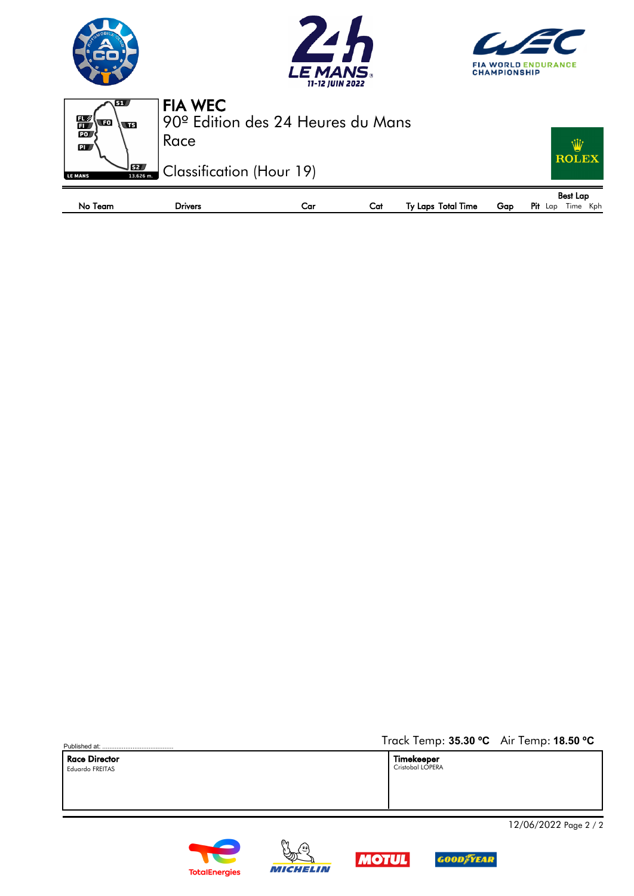# FIA WEC

90º Edition des 24 Heures du Mans

Race

Classification (Hour 19)

| No | Team | Drivers | Car | Cat | Ty | Laps | Total Time | Gap | Pit | Best Lap Lap | Best Lap Time | Best Lap Kph |
|---|---|---|---|---|---|---|---|---|---|---|---|---|

Track Temp: **35.30 ºC** Air Temp: **18.50 ºC**

Published at: ......................................

**Race Director**
Eduardo FREITAS

**Timekeeper**
Cristobal LOPERA

12/06/2022